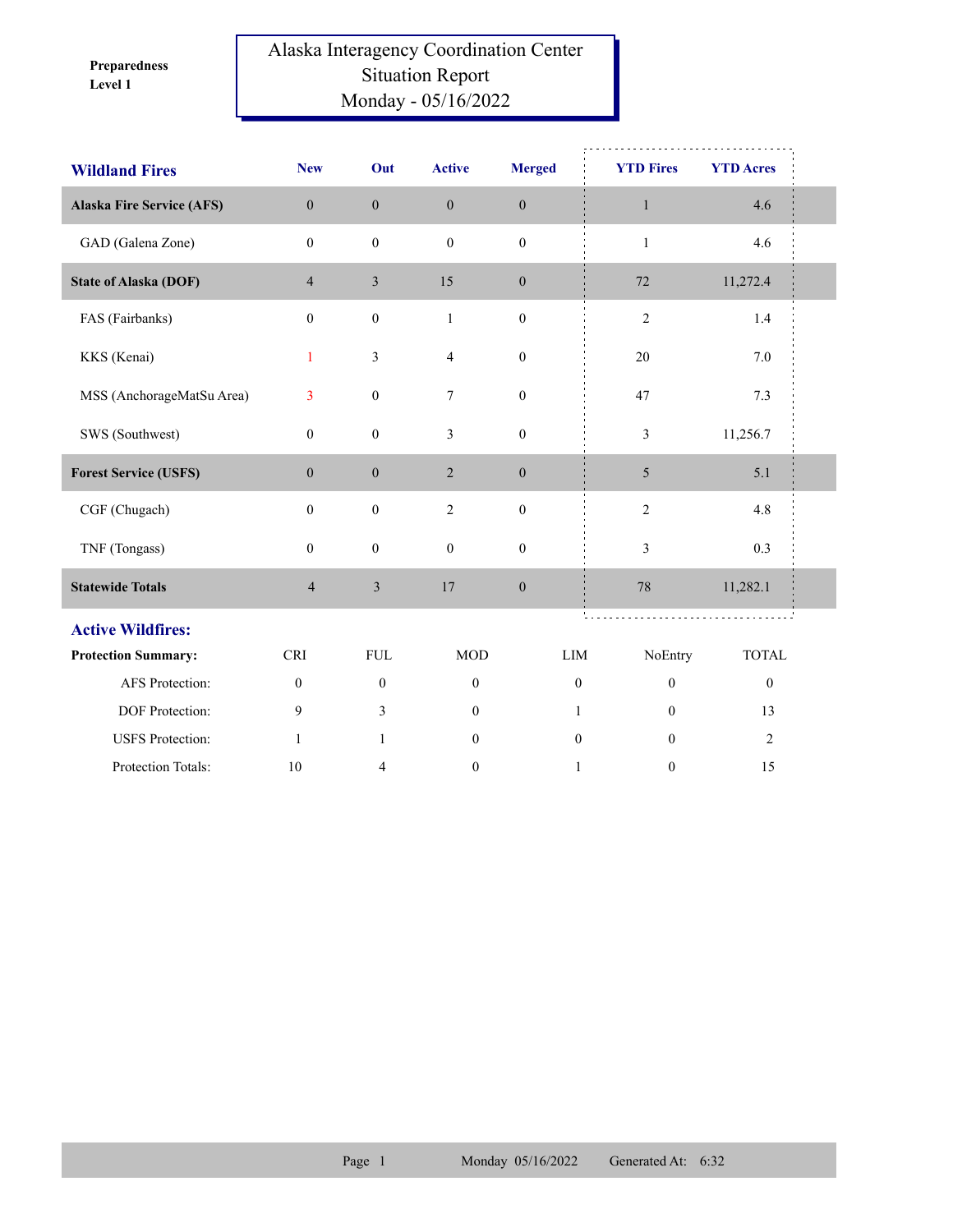Preparedness
Level 1

# Alaska Interagency Coordination Center
## Situation Report
## Monday - 05/16/2022

| Wildland Fires | New | Out | Active | Merged | YTD Fires | YTD Acres |
|---|---|---|---|---|---|---|
| **Alaska Fire Service (AFS)** | 0 | 0 | 0 | 0 | 1 | 4.6 |
| GAD (Galena Zone) | 0 | 0 | 0 | 0 | 1 | 4.6 |
| **State of Alaska (DOF)** | 4 | 3 | 15 | 0 | 72 | 11,272.4 |
| FAS (Fairbanks) | 0 | 0 | 1 | 0 | 2 | 1.4 |
| KKS (Kenai) | 1 | 3 | 4 | 0 | 20 | 7.0 |
| MSS (AnchorageMatSu Area) | 3 | 0 | 7 | 0 | 47 | 7.3 |
| SWS (Southwest) | 0 | 0 | 3 | 0 | 3 | 11,256.7 |
| **Forest Service (USFS)** | 0 | 0 | 2 | 0 | 5 | 5.1 |
| CGF (Chugach) | 0 | 0 | 2 | 0 | 2 | 4.8 |
| TNF (Tongass) | 0 | 0 | 0 | 0 | 3 | 0.3 |
| **Statewide Totals** | 4 | 3 | 17 | 0 | 78 | 11,282.1 |

## Active Wildfires:

| Protection Summary: | CRI | FUL | MOD | LIM | NoEntry | TOTAL |
|---|---|---|---|---|---|---|
| AFS Protection: | 0 | 0 | 0 | 0 | 0 | 0 |
| DOF Protection: | 9 | 3 | 0 | 1 | 0 | 13 |
| USFS Protection: | 1 | 1 | 0 | 0 | 0 | 2 |
| Protection Totals: | 10 | 4 | 0 | 1 | 0 | 15 |

Monday 05/16/2022 Generated At: 6:32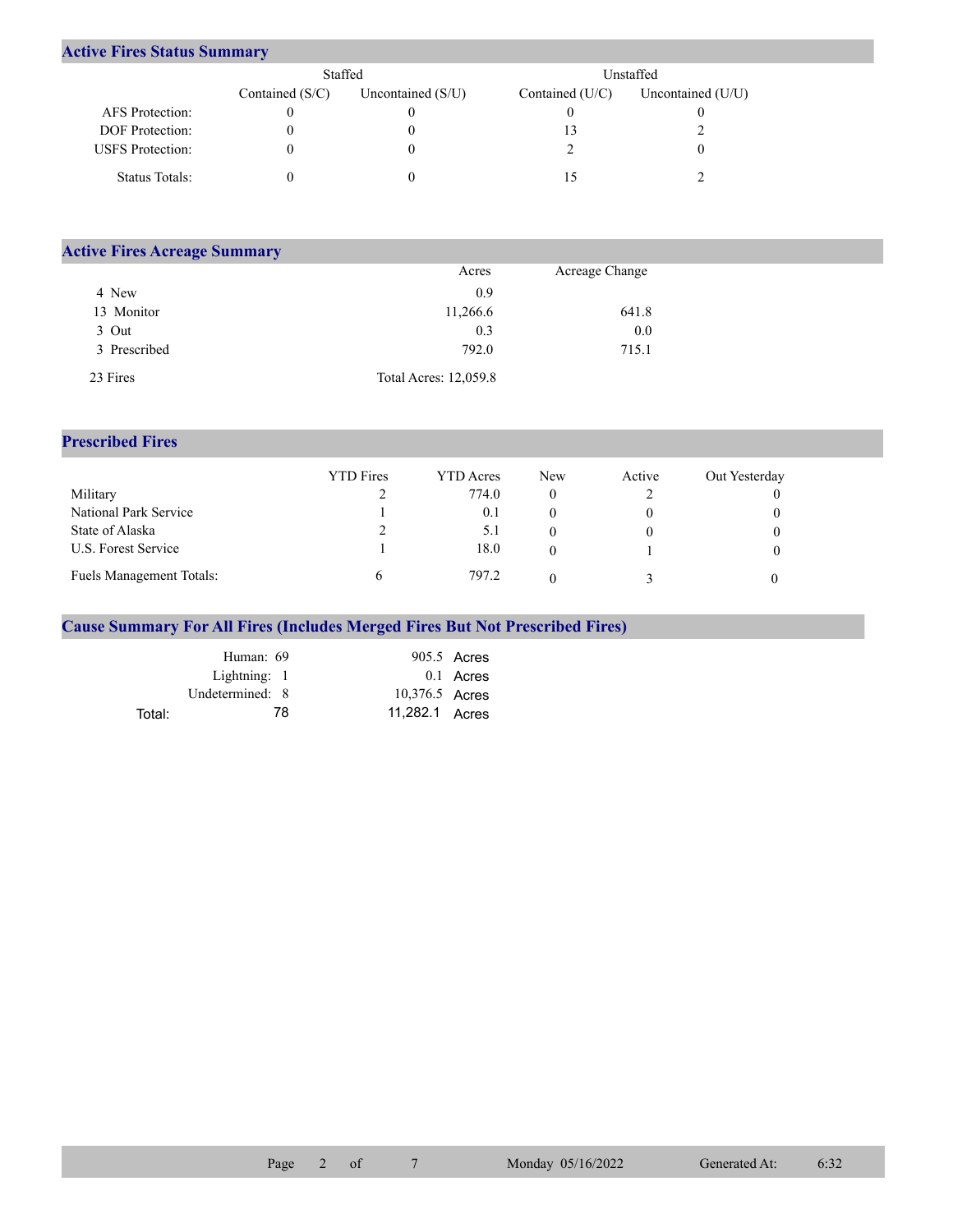## Active Fires Status Summary

| | Staffed | | Unstaffed | |
|---|---|---|---|---|
| | Contained (S/C) | Uncontained (S/U) | Contained (U/C) | Uncontained (U/U) |
| AFS Protection: | 0 | 0 | 0 | 0 |
| DOF Protection: | 0 | 0 | 13 | 2 |
| USFS Protection: | 0 | 0 | 2 | 0 |
| Status Totals: | 0 | 0 | 15 | 2 |

## Active Fires Acreage Summary

| | Acres | Acreage Change |
|---|---|---|
| 4 New | 0.9 | |
| 13 Monitor | 11,266.6 | 641.8 |
| 3 Out | 0.3 | 0.0 |
| 3 Prescribed | 792.0 | 715.1 |
| 23 Fires | Total Acres: 12,059.8 | |

## Prescribed Fires

| | YTD Fires | YTD Acres | New | Active | Out Yesterday |
|---|---|---|---|---|---|
| Military | 2 | 774.0 | 0 | 2 | 0 |
| National Park Service | 1 | 0.1 | 0 | 0 | 0 |
| State of Alaska | 2 | 5.1 | 0 | 0 | 0 |
| U.S. Forest Service | 1 | 18.0 | 0 | 1 | 0 |
| Fuels Management Totals: | 6 | 797.2 | 0 | 3 | 0 |

## Cause Summary For All Fires (Includes Merged Fires But Not Prescribed Fires)

| | | |
|---|---|---|
| Human: | 69 | 905.5 Acres |
| Lightning: | 1 | 0.1 Acres |
| Undetermined: | 8 | 10,376.5 Acres |
| Total: | 78 | 11,282.1 Acres |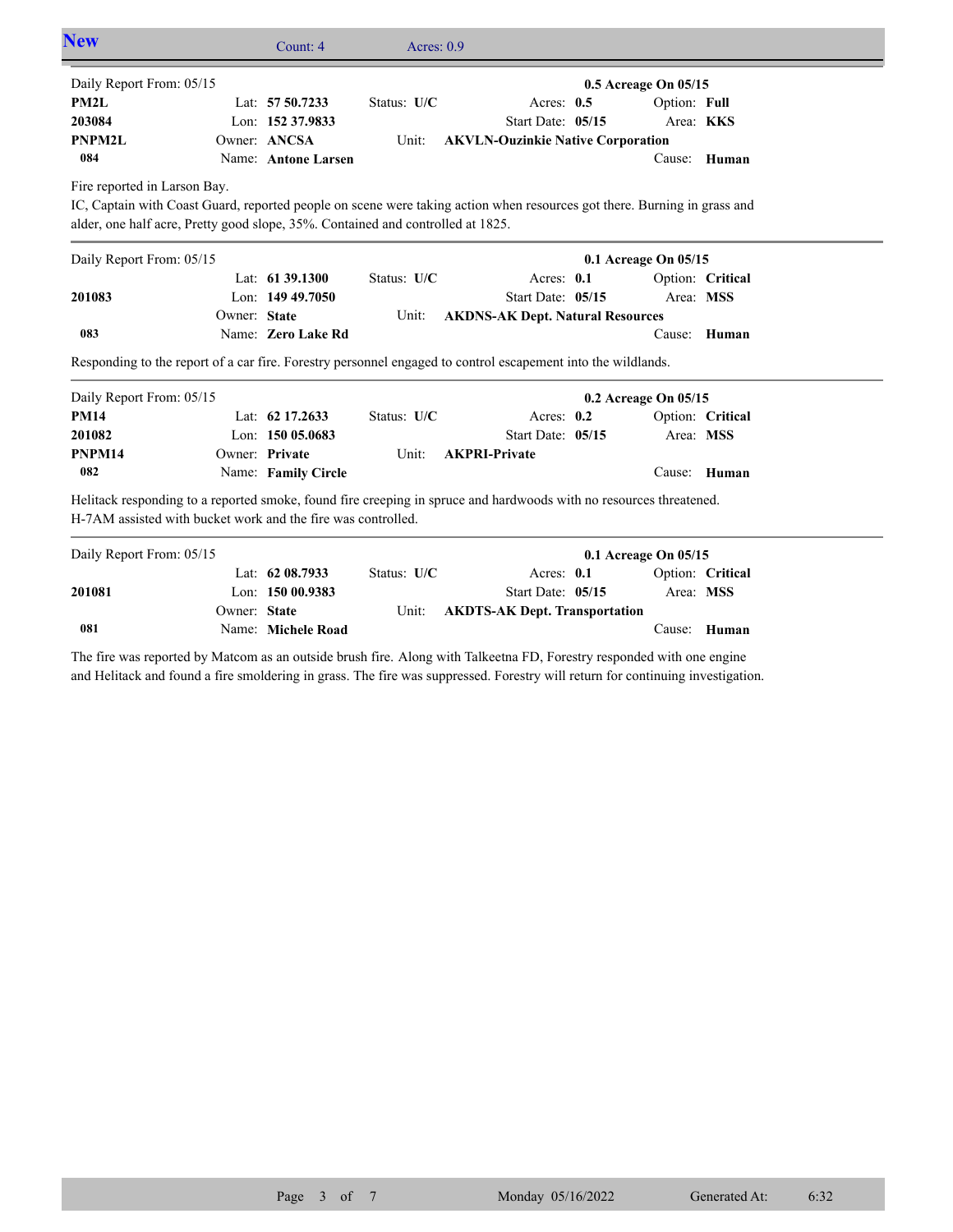## New

Count: 4 Acres: 0.9

---

Daily Report From: 05/15 **0.5 Acreage On 05/15**

| | | | | |
|---|---|---|---|---|
| **PM2L** | Lat: **57 50.7233** | Status: **U/C** | Acres: **0.5** | Option: **Full** |
| **203084** | Lon: **152 37.9833** | | Start Date: **05/15** | Area: **KKS** |
| **PNPM2L** | Owner: **ANCSA** | Unit: | **AKVLN-Ouzinkie Native Corporation** | |
| **084** | Name: **Antone Larsen** | | | Cause: **Human** |

Fire reported in Larson Bay.
IC, Captain with Coast Guard, reported people on scene were taking action when resources got there. Burning in grass and alder, one half acre, Pretty good slope, 35%. Contained and controlled at 1825.

---

Daily Report From: 05/15 **0.1 Acreage On 05/15**

| | | | | |
|---|---|---|---|---|
| | Lat: **61 39.1300** | Status: **U/C** | Acres: **0.1** | Option: **Critical** |
| **201083** | Lon: **149 49.7050** | | Start Date: **05/15** | Area: **MSS** |
| | Owner: **State** | Unit: | **AKDNS-AK Dept. Natural Resources** | |
| **083** | Name: **Zero Lake Rd** | | | Cause: **Human** |

Responding to the report of a car fire. Forestry personnel engaged to control escapement into the wildlands.

---

Daily Report From: 05/15 **0.2 Acreage On 05/15**

| | | | | |
|---|---|---|---|---|
| **PM14** | Lat: **62 17.2633** | Status: **U/C** | Acres: **0.2** | Option: **Critical** |
| **201082** | Lon: **150 05.0683** | | Start Date: **05/15** | Area: **MSS** |
| **PNPM14** | Owner: **Private** | Unit: | **AKPRI-Private** | |
| **082** | Name: **Family Circle** | | | Cause: **Human** |

Helitack responding to a reported smoke, found fire creeping in spruce and hardwoods with no resources threatened.
H-7AM assisted with bucket work and the fire was controlled.

---

Daily Report From: 05/15 **0.1 Acreage On 05/15**

| | | | | |
|---|---|---|---|---|
| | Lat: **62 08.7933** | Status: **U/C** | Acres: **0.1** | Option: **Critical** |
| **201081** | Lon: **150 00.9383** | | Start Date: **05/15** | Area: **MSS** |
| | Owner: **State** | Unit: | **AKDTS-AK Dept. Transportation** | |
| **081** | Name: **Michele Road** | | | Cause: **Human** |

The fire was reported by Matcom as an outside brush fire. Along with Talkeetna FD, Forestry responded with one engine and Helitack and found a fire smoldering in grass. The fire was suppressed. Forestry will return for continuing investigation.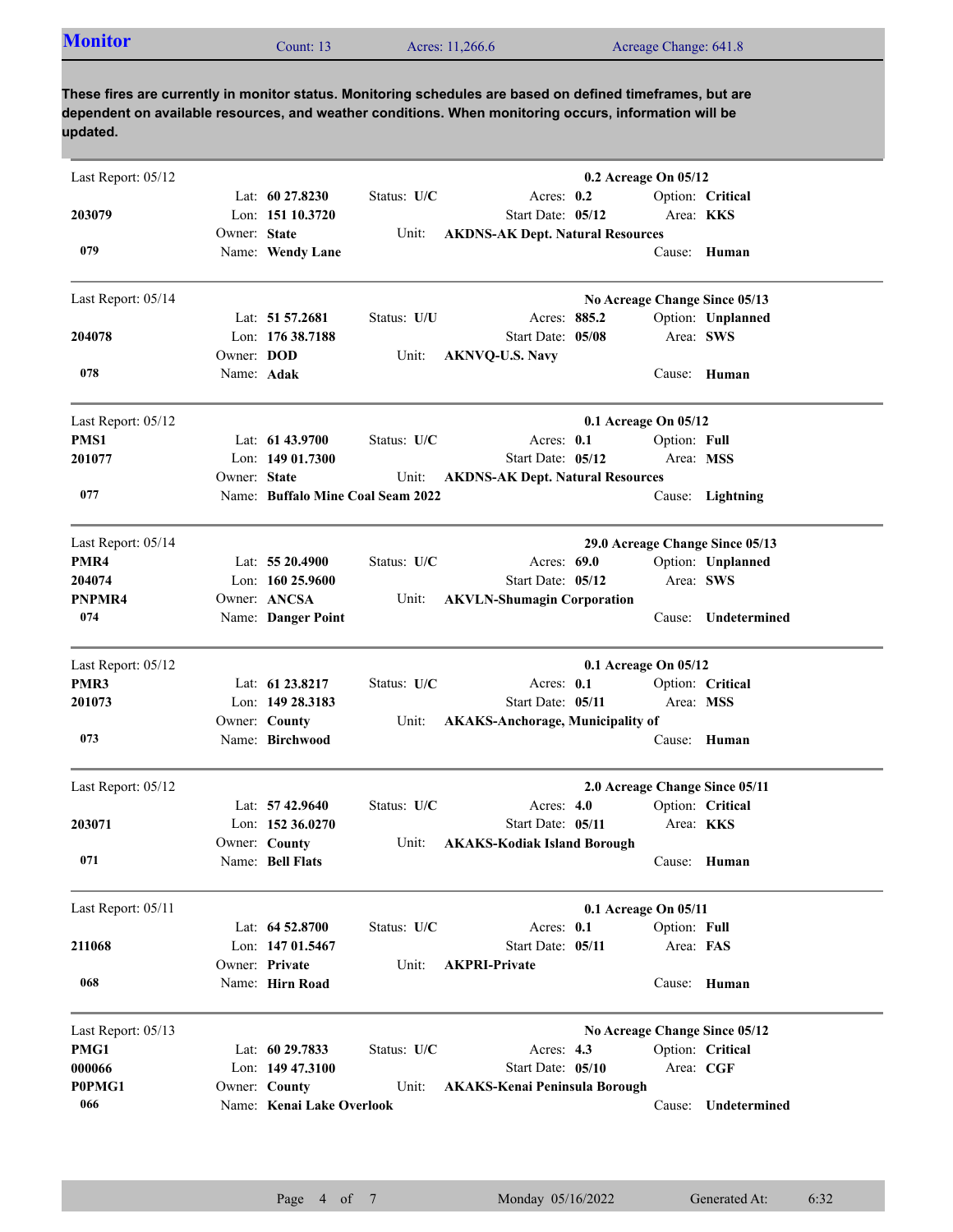## Monitor

Count: 13 &nbsp;&nbsp;&nbsp; Acres: 11,266.6 &nbsp;&nbsp;&nbsp; Acreage Change: 641.8

**These fires are currently in monitor status. Monitoring schedules are based on defined timeframes, but are dependent on available resources, and weather conditions. When monitoring occurs, information will be updated.**

---

Last Report: 05/12 — **0.2 Acreage On 05/12**

| | | | |
|---|---|---|---|
| | Lat: **60 27.8230** | Status: **U/C** | Acres: **0.2** | Option: **Critical** |
| **203079** | Lon: **151 10.3720** | | Start Date: **05/12** | Area: **KKS** |
| | Owner: **State** | Unit: **AKDNS-AK Dept. Natural Resources** | | |
| **079** | Name: **Wendy Lane** | | | Cause: **Human** |

---

Last Report: 05/14 — **No Acreage Change Since 05/13**

| | | | | |
|---|---|---|---|---|
| | Lat: **51 57.2681** | Status: **U/U** | Acres: **885.2** | Option: **Unplanned** |
| **204078** | Lon: **176 38.7188** | | Start Date: **05/08** | Area: **SWS** |
| | Owner: **DOD** | Unit: **AKNVQ-U.S. Navy** | | |
| **078** | Name: **Adak** | | | Cause: **Human** |

---

Last Report: 05/12 — **0.1 Acreage On 05/12**

| | | | | |
|---|---|---|---|---|
| **PMS1** | Lat: **61 43.9700** | Status: **U/C** | Acres: **0.1** | Option: **Full** |
| **201077** | Lon: **149 01.7300** | | Start Date: **05/12** | Area: **MSS** |
| | Owner: **State** | Unit: **AKDNS-AK Dept. Natural Resources** | | |
| **077** | Name: **Buffalo Mine Coal Seam 2022** | | | Cause: **Lightning** |

---

Last Report: 05/14 — **29.0 Acreage Change Since 05/13**

| | | | | |
|---|---|---|---|---|
| **PMR4** | Lat: **55 20.4900** | Status: **U/C** | Acres: **69.0** | Option: **Unplanned** |
| **204074** | Lon: **160 25.9600** | | Start Date: **05/12** | Area: **SWS** |
| **PNPMR4** | Owner: **ANCSA** | Unit: **AKVLN-Shumagin Corporation** | | |
| **074** | Name: **Danger Point** | | | Cause: **Undetermined** |

---

Last Report: 05/12 — **0.1 Acreage On 05/12**

| | | | | |
|---|---|---|---|---|
| **PMR3** | Lat: **61 23.8217** | Status: **U/C** | Acres: **0.1** | Option: **Critical** |
| **201073** | Lon: **149 28.3183** | | Start Date: **05/11** | Area: **MSS** |
| | Owner: **County** | Unit: **AKAKS-Anchorage, Municipality of** | | |
| **073** | Name: **Birchwood** | | | Cause: **Human** |

---

Last Report: 05/12 — **2.0 Acreage Change Since 05/11**

| | | | | |
|---|---|---|---|---|
| | Lat: **57 42.9640** | Status: **U/C** | Acres: **4.0** | Option: **Critical** |
| **203071** | Lon: **152 36.0270** | | Start Date: **05/11** | Area: **KKS** |
| | Owner: **County** | Unit: **AKAKS-Kodiak Island Borough** | | |
| **071** | Name: **Bell Flats** | | | Cause: **Human** |

---

Last Report: 05/11 — **0.1 Acreage On 05/11**

| | | | | |
|---|---|---|---|---|
| | Lat: **64 52.8700** | Status: **U/C** | Acres: **0.1** | Option: **Full** |
| **211068** | Lon: **147 01.5467** | | Start Date: **05/11** | Area: **FAS** |
| | Owner: **Private** | Unit: **AKPRI-Private** | | |
| **068** | Name: **Hirn Road** | | | Cause: **Human** |

---

Last Report: 05/13 — **No Acreage Change Since 05/12**

| | | | | |
|---|---|---|---|---|
| **PMG1** | Lat: **60 29.7833** | Status: **U/C** | Acres: **4.3** | Option: **Critical** |
| **000066** | Lon: **149 47.3100** | | Start Date: **05/10** | Area: **CGF** |
| **P0PMG1** | Owner: **County** | Unit: **AKAKS-Kenai Peninsula Borough** | | |
| **066** | Name: **Kenai Lake Overlook** | | | Cause: **Undetermined** |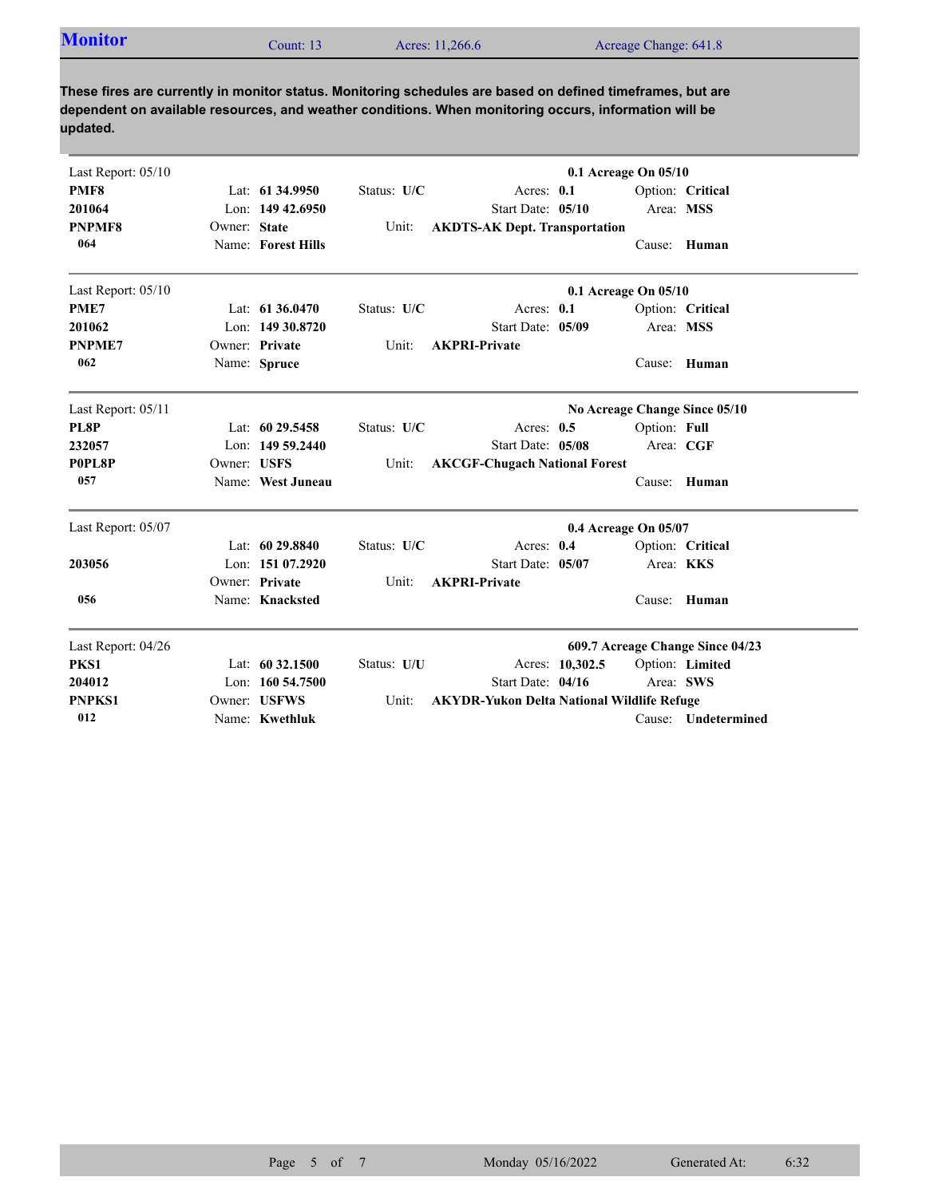## Monitor

Count: 13 | Acres: 11,266.6 | Acreage Change: 641.8

**These fires are currently in monitor status. Monitoring schedules are based on defined timeframes, but are dependent on available resources, and weather conditions. When monitoring occurs, information will be updated.**

---

Last Report: 05/10 — **0.1 Acreage On 05/10**

| | | | | |
|---|---|---|---|---|
| **PMF8** | Lat: **61 34.9950** | Status: **U/C** | Acres: **0.1** | Option: **Critical** |
| **201064** | Lon: **149 42.6950** | | Start Date: **05/10** | Area: **MSS** |
| **PNPMF8** | Owner: **State** | Unit: **AKDTS-AK Dept. Transportation** | | |
| **064** | Name: **Forest Hills** | | | Cause: **Human** |

---

Last Report: 05/10 — **0.1 Acreage On 05/10**

| | | | | |
|---|---|---|---|---|
| **PME7** | Lat: **61 36.0470** | Status: **U/C** | Acres: **0.1** | Option: **Critical** |
| **201062** | Lon: **149 30.8720** | | Start Date: **05/09** | Area: **MSS** |
| **PNPME7** | Owner: **Private** | Unit: **AKPRI-Private** | | |
| **062** | Name: **Spruce** | | | Cause: **Human** |

---

Last Report: 05/11 — **No Acreage Change Since 05/10**

| | | | | |
|---|---|---|---|---|
| **PL8P** | Lat: **60 29.5458** | Status: **U/C** | Acres: **0.5** | Option: **Full** |
| **232057** | Lon: **149 59.2440** | | Start Date: **05/08** | Area: **CGF** |
| **P0PL8P** | Owner: **USFS** | Unit: **AKCGF-Chugach National Forest** | | |
| **057** | Name: **West Juneau** | | | Cause: **Human** |

---

Last Report: 05/07 — **0.4 Acreage On 05/07**

| | | | | |
|---|---|---|---|---|
| | Lat: **60 29.8840** | Status: **U/C** | Acres: **0.4** | Option: **Critical** |
| **203056** | Lon: **151 07.2920** | | Start Date: **05/07** | Area: **KKS** |
| | Owner: **Private** | Unit: **AKPRI-Private** | | |
| **056** | Name: **Knacksted** | | | Cause: **Human** |

---

Last Report: 04/26 — **609.7 Acreage Change Since 04/23**

| | | | | |
|---|---|---|---|---|
| **PKS1** | Lat: **60 32.1500** | Status: **U/U** | Acres: **10,302.5** | Option: **Limited** |
| **204012** | Lon: **160 54.7500** | | Start Date: **04/16** | Area: **SWS** |
| **PNPKS1** | Owner: **USFWS** | Unit: **AKYDR-Yukon Delta National Wildlife Refuge** | | |
| **012** | Name: **Kwethluk** | | | Cause: **Undetermined** |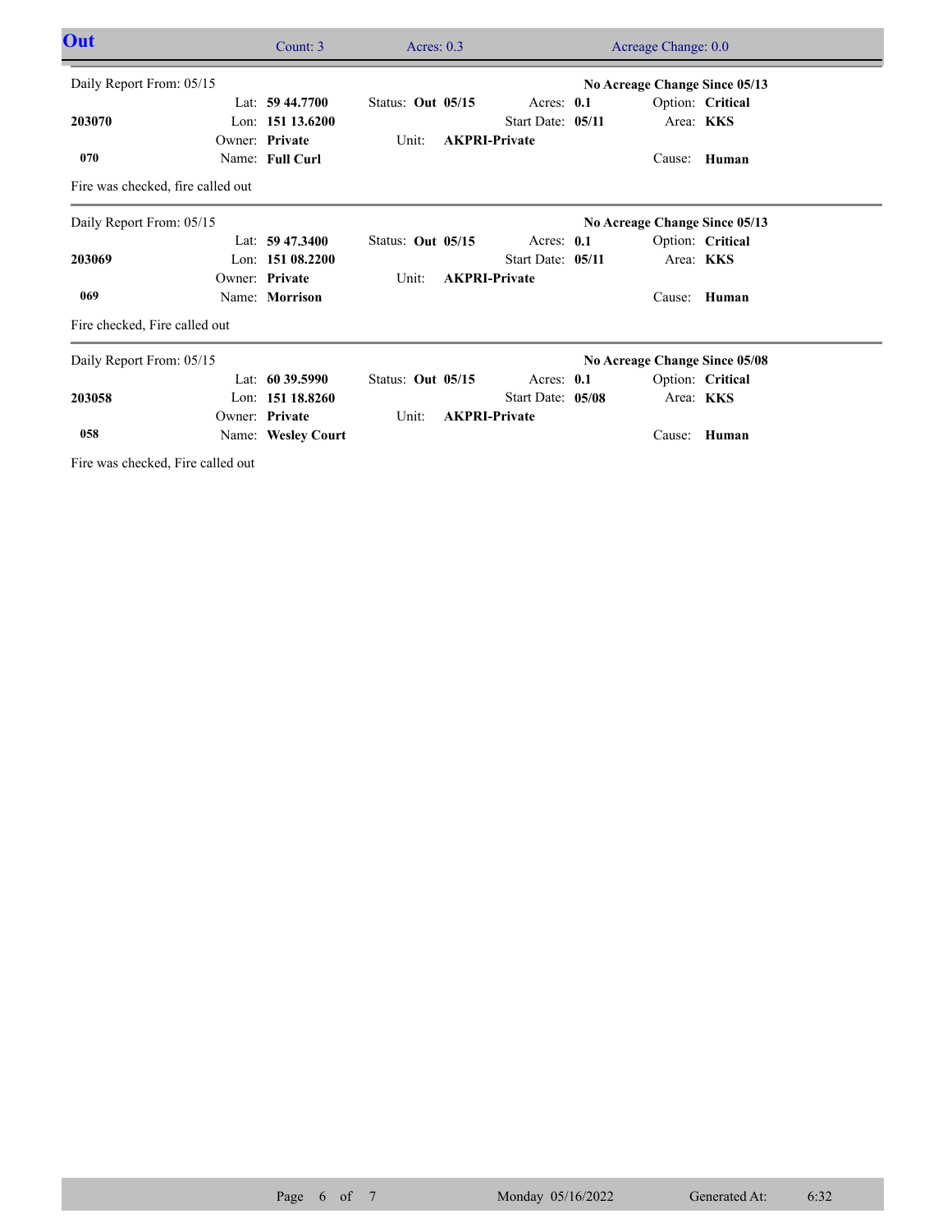## Out

Count: 3 | Acres: 0.3 | Acreage Change: 0.0

---

Daily Report From: 05/15 — **No Acreage Change Since 05/13**

| | | | |
|---|---|---|---|
| **203070** | Lat: **59 44.7700** | Status: **Out 05/15** | Acres: **0.1** | Option: **Critical** |
| | Lon: **151 13.6200** | | Start Date: **05/11** | Area: **KKS** |
| | Owner: **Private** | Unit: **AKPRI-Private** | | |
| **070** | Name: **Full Curl** | | | Cause: **Human** |

Fire was checked, fire called out

---

Daily Report From: 05/15 — **No Acreage Change Since 05/13**

| | | | |
|---|---|---|---|
| **203069** | Lat: **59 47.3400** | Status: **Out 05/15** | Acres: **0.1** | Option: **Critical** |
| | Lon: **151 08.2200** | | Start Date: **05/11** | Area: **KKS** |
| | Owner: **Private** | Unit: **AKPRI-Private** | | |
| **069** | Name: **Morrison** | | | Cause: **Human** |

Fire checked, Fire called out

---

Daily Report From: 05/15 — **No Acreage Change Since 05/08**

| | | | |
|---|---|---|---|
| **203058** | Lat: **60 39.5990** | Status: **Out 05/15** | Acres: **0.1** | Option: **Critical** |
| | Lon: **151 18.8260** | | Start Date: **05/08** | Area: **KKS** |
| | Owner: **Private** | Unit: **AKPRI-Private** | | |
| **058** | Name: **Wesley Court** | | | Cause: **Human** |

Fire was checked, Fire called out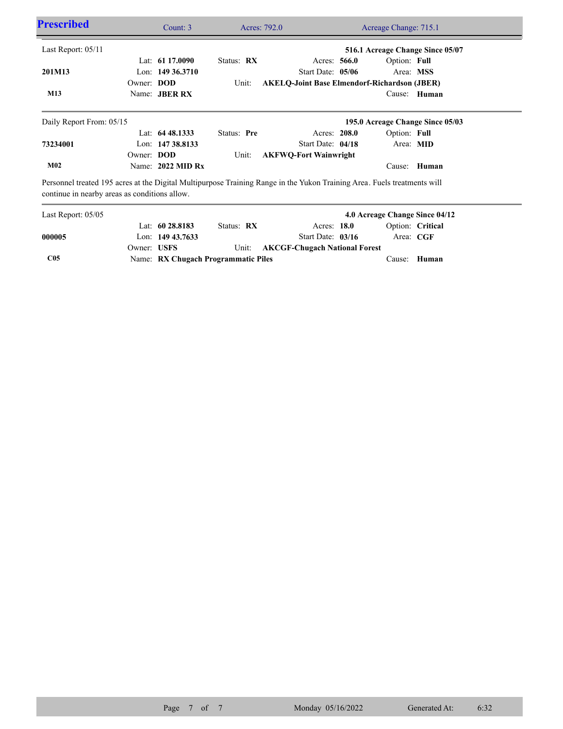## Prescribed

Count: 3 Acres: 792.0 Acreage Change: 715.1

---

Last Report: 05/11 **516.1 Acreage Change Since 05/07**

| | | | | |
|---|---|---|---|---|
| | Lat: **61 17.0090** | Status: **RX** | Acres: **566.0** | Option: **Full** |
| **201M13** | Lon: **149 36.3710** | | Start Date: **05/06** | Area: **MSS** |
| | Owner: **DOD** | Unit: | **AKELQ-Joint Base Elmendorf-Richardson (JBER)** | |
| **M13** | Name: **JBER RX** | | | Cause: **Human** |

---

Daily Report From: 05/15 **195.0 Acreage Change Since 05/03**

| | | | | |
|---|---|---|---|---|
| | Lat: **64 48.1333** | Status: **Pre** | Acres: **208.0** | Option: **Full** |
| **73234001** | Lon: **147 38.8133** | | Start Date: **04/18** | Area: **MID** |
| | Owner: **DOD** | Unit: | **AKFWQ-Fort Wainwright** | |
| **M02** | Name: **2022 MID Rx** | | | Cause: **Human** |

Personnel treated 195 acres at the Digital Multipurpose Training Range in the Yukon Training Area. Fuels treatments will continue in nearby areas as conditions allow.

---

Last Report: 05/05 **4.0 Acreage Change Since 04/12**

| | | | | |
|---|---|---|---|---|
| | Lat: **60 28.8183** | Status: **RX** | Acres: **18.0** | Option: **Critical** |
| **000005** | Lon: **149 43.7633** | | Start Date: **03/16** | Area: **CGF** |
| | Owner: **USFS** | Unit: | **AKCGF-Chugach National Forest** | |
| **C05** | Name: **RX Chugach Programmatic Piles** | | | Cause: **Human** |